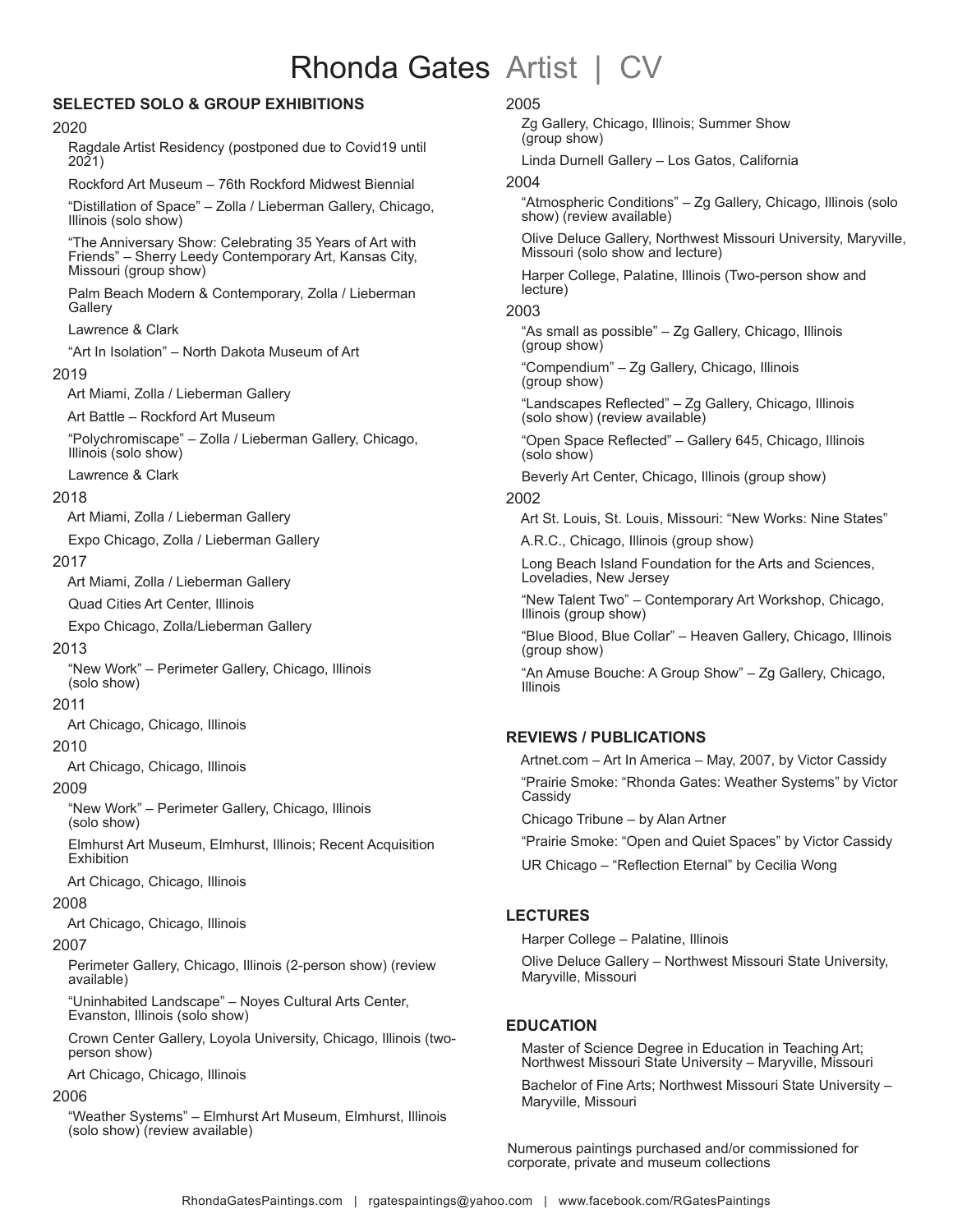# Rhonda Gates Artist | CV

## SELECTED SOLO & GROUP EXHIBITIONS

### 2020

Ragdale Artist Residency (postponed due to Covid19 until 2021)

Rockford Art Museum – 76th Rockford Midwest Biennial

"Distillation of Space" – Zolla / Lieberman Gallery, Chicago, Illinois (solo show)

"The Anniversary Show: Celebrating 35 Years of Art with Friends" – Sherry Leedy Contemporary Art, Kansas City, Missouri (group show)

Palm Beach Modern & Contemporary, Zolla / Lieberman Gallery

Lawrence & Clark

"Art In Isolation" – North Dakota Museum of Art

### 2019

Art Miami, Zolla / Lieberman Gallery

Art Battle – Rockford Art Museum

"Polychromiscape" – Zolla / Lieberman Gallery, Chicago, Illinois (solo show)

Lawrence & Clark

### 2018

Art Miami, Zolla / Lieberman Gallery

Expo Chicago, Zolla / Lieberman Gallery

### 2017

Art Miami, Zolla / Lieberman Gallery

Quad Cities Art Center, Illinois

Expo Chicago, Zolla/Lieberman Gallery

### 2013

"New Work" – Perimeter Gallery, Chicago, Illinois (solo show)

### 2011

Art Chicago, Chicago, Illinois

### 2010

Art Chicago, Chicago, Illinois

### 2009

"New Work" – Perimeter Gallery, Chicago, Illinois (solo show)

Elmhurst Art Museum, Elmhurst, Illinois; Recent Acquisition Exhibition

Art Chicago, Chicago, Illinois

### 2008

Art Chicago, Chicago, Illinois

### 2007

Perimeter Gallery, Chicago, Illinois (2-person show) (review available)

"Uninhabited Landscape" – Noyes Cultural Arts Center, Evanston, Illinois (solo show)

Crown Center Gallery, Loyola University, Chicago, Illinois (two-person show)

Art Chicago, Chicago, Illinois

### 2006

"Weather Systems" – Elmhurst Art Museum, Elmhurst, Illinois (solo show) (review available)

### 2005

Zg Gallery, Chicago, Illinois; Summer Show (group show)

Linda Durnell Gallery – Los Gatos, California

### 2004

"Atmospheric Conditions" – Zg Gallery, Chicago, Illinois (solo show) (review available)

Olive Deluce Gallery, Northwest Missouri University, Maryville, Missouri (solo show and lecture)

Harper College, Palatine, Illinois (Two-person show and lecture)

### 2003

"As small as possible" – Zg Gallery, Chicago, Illinois (group show)

"Compendium" – Zg Gallery, Chicago, Illinois (group show)

"Landscapes Reflected" – Zg Gallery, Chicago, Illinois (solo show) (review available)

"Open Space Reflected" – Gallery 645, Chicago, Illinois (solo show)

Beverly Art Center, Chicago, Illinois (group show)

### 2002

Art St. Louis, St. Louis, Missouri: "New Works: Nine States"

A.R.C., Chicago, Illinois (group show)

Long Beach Island Foundation for the Arts and Sciences, Loveladies, New Jersey

"New Talent Two" – Contemporary Art Workshop, Chicago, Illinois (group show)

"Blue Blood, Blue Collar" – Heaven Gallery, Chicago, Illinois (group show)

"An Amuse Bouche: A Group Show" – Zg Gallery, Chicago, Illinois

## REVIEWS / PUBLICATIONS

Artnet.com – Art In America – May, 2007, by Victor Cassidy

"Prairie Smoke: "Rhonda Gates: Weather Systems" by Victor Cassidy

Chicago Tribune – by Alan Artner

"Prairie Smoke: "Open and Quiet Spaces" by Victor Cassidy

UR Chicago – "Reflection Eternal" by Cecilia Wong

## LECTURES

Harper College – Palatine, Illinois

Olive Deluce Gallery – Northwest Missouri State University, Maryville, Missouri

## EDUCATION

Master of Science Degree in Education in Teaching Art; Northwest Missouri State University – Maryville, Missouri

Bachelor of Fine Arts; Northwest Missouri State University – Maryville, Missouri

Numerous paintings purchased and/or commissioned for corporate, private and museum collections

RhondaGatesPaintings.com | rgatespaintings@yahoo.com | www.facebook.com/RGatesPaintings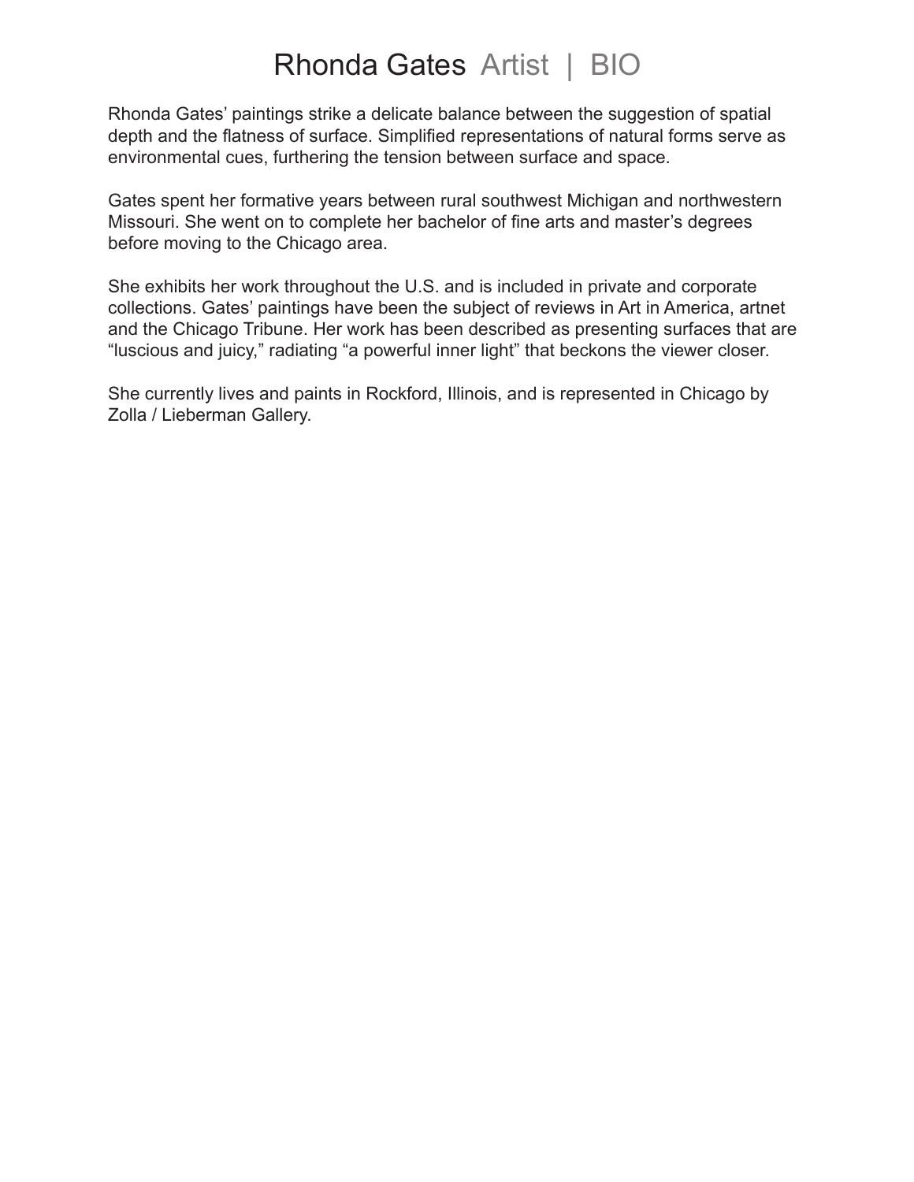# Rhonda Gates Artist | BIO

Rhonda Gates' paintings strike a delicate balance between the suggestion of spatial depth and the flatness of surface. Simplified representations of natural forms serve as environmental cues, furthering the tension between surface and space.

Gates spent her formative years between rural southwest Michigan and northwestern Missouri. She went on to complete her bachelor of fine arts and master's degrees before moving to the Chicago area.

She exhibits her work throughout the U.S. and is included in private and corporate collections. Gates' paintings have been the subject of reviews in Art in America, artnet and the Chicago Tribune. Her work has been described as presenting surfaces that are "luscious and juicy," radiating "a powerful inner light" that beckons the viewer closer.

She currently lives and paints in Rockford, Illinois, and is represented in Chicago by Zolla / Lieberman Gallery.